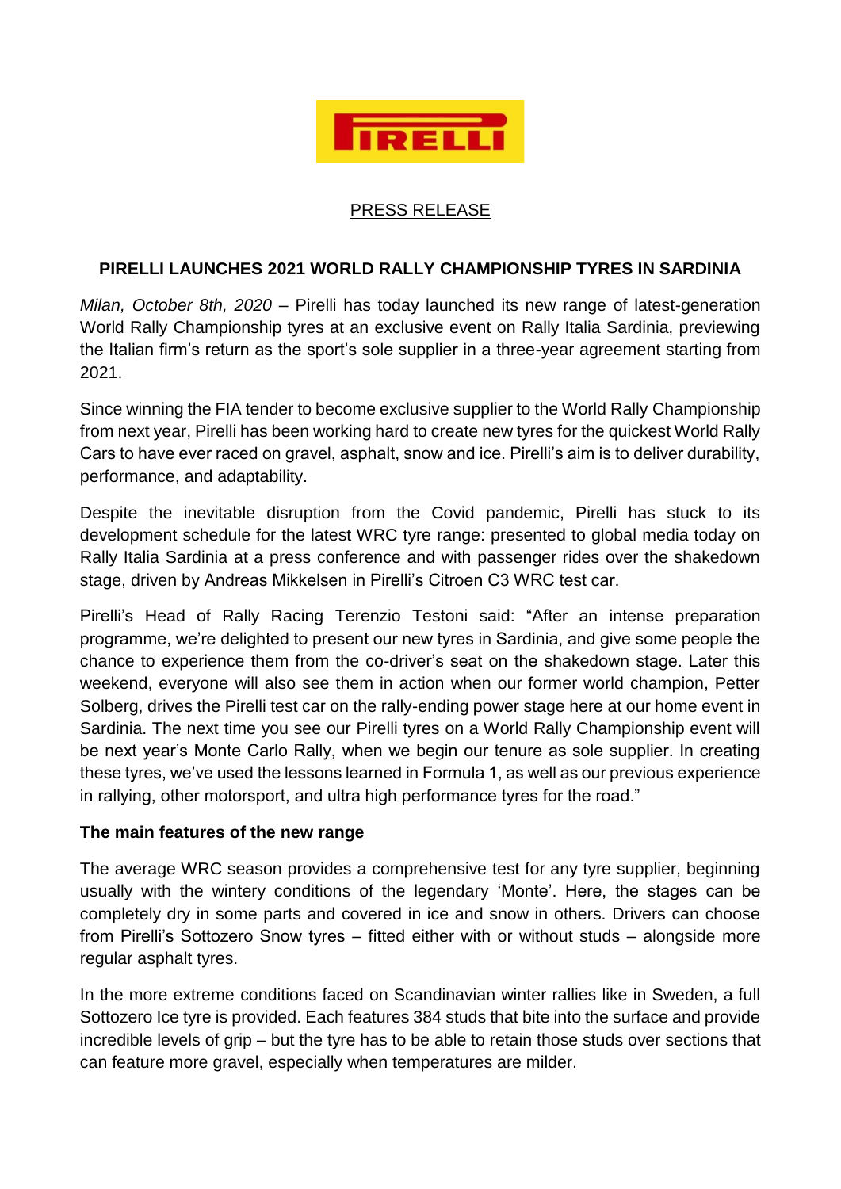PRESS RELEASE

## PIRELLI LAUNCHES 2021 WORLD RALLY CHAMPIONSHIP TYRES IN SARDINIA

*Milan, October 8th, 2020* – Pirelli has today launched its new range of latest-generation World Rally Championship tyres at an exclusive event on Rally Italia Sardinia, previewing the Italian firm's return as the sport's sole supplier in a three-year agreement starting from 2021.

Since winning the FIA tender to become exclusive supplier to the World Rally Championship from next year, Pirelli has been working hard to create new tyres for the quickest World Rally Cars to have ever raced on gravel, asphalt, snow and ice. Pirelli's aim is to deliver durability, performance, and adaptability.

Despite the inevitable disruption from the Covid pandemic, Pirelli has stuck to its development schedule for the latest WRC tyre range: presented to global media today on Rally Italia Sardinia at a press conference and with passenger rides over the shakedown stage, driven by Andreas Mikkelsen in Pirelli's Citroen C3 WRC test car.

Pirelli's Head of Rally Racing Terenzio Testoni said: "After an intense preparation programme, we're delighted to present our new tyres in Sardinia, and give some people the chance to experience them from the co-driver's seat on the shakedown stage. Later this weekend, everyone will also see them in action when our former world champion, Petter Solberg, drives the Pirelli test car on the rally-ending power stage here at our home event in Sardinia. The next time you see our Pirelli tyres on a World Rally Championship event will be next year's Monte Carlo Rally, when we begin our tenure as sole supplier. In creating these tyres, we've used the lessons learned in Formula 1, as well as our previous experience in rallying, other motorsport, and ultra high performance tyres for the road."

### The main features of the new range

The average WRC season provides a comprehensive test for any tyre supplier, beginning usually with the wintery conditions of the legendary 'Monte'. Here, the stages can be completely dry in some parts and covered in ice and snow in others. Drivers can choose from Pirelli's Sottozero Snow tyres – fitted either with or without studs – alongside more regular asphalt tyres.

In the more extreme conditions faced on Scandinavian winter rallies like in Sweden, a full Sottozero Ice tyre is provided. Each features 384 studs that bite into the surface and provide incredible levels of grip – but the tyre has to be able to retain those studs over sections that can feature more gravel, especially when temperatures are milder.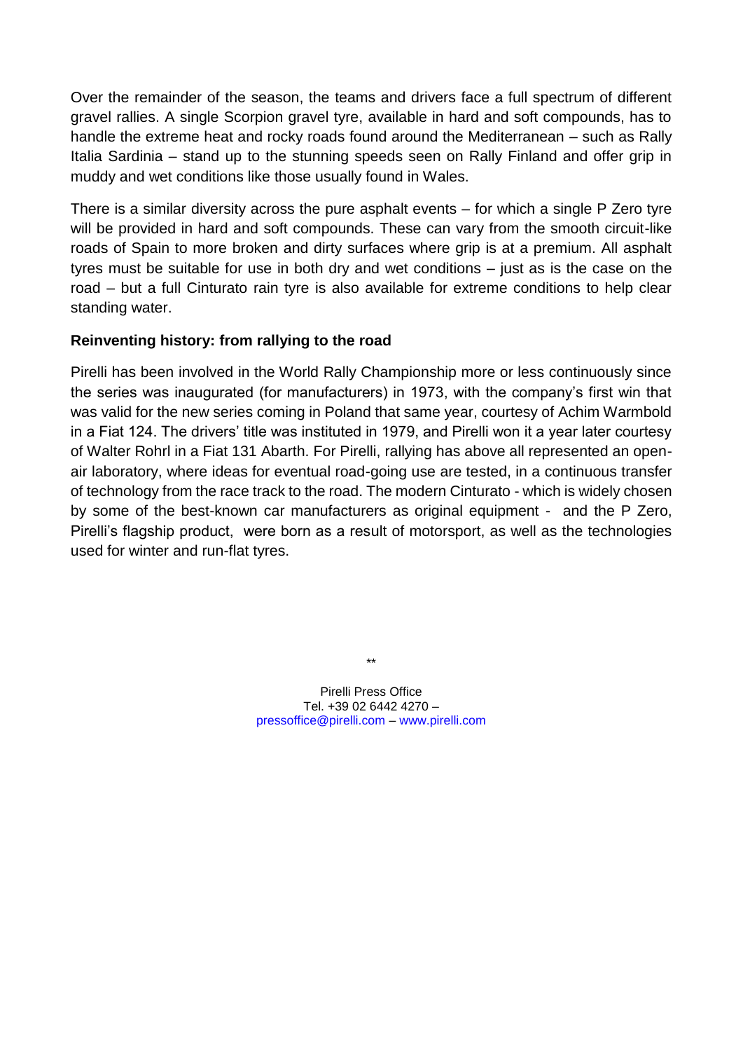Over the remainder of the season, the teams and drivers face a full spectrum of different gravel rallies. A single Scorpion gravel tyre, available in hard and soft compounds, has to handle the extreme heat and rocky roads found around the Mediterranean – such as Rally Italia Sardinia – stand up to the stunning speeds seen on Rally Finland and offer grip in muddy and wet conditions like those usually found in Wales.

There is a similar diversity across the pure asphalt events – for which a single P Zero tyre will be provided in hard and soft compounds. These can vary from the smooth circuit-like roads of Spain to more broken and dirty surfaces where grip is at a premium. All asphalt tyres must be suitable for use in both dry and wet conditions – just as is the case on the road – but a full Cinturato rain tyre is also available for extreme conditions to help clear standing water.

**Reinventing history: from rallying to the road**

Pirelli has been involved in the World Rally Championship more or less continuously since the series was inaugurated (for manufacturers) in 1973, with the company's first win that was valid for the new series coming in Poland that same year, courtesy of Achim Warmbold in a Fiat 124. The drivers' title was instituted in 1979, and Pirelli won it a year later courtesy of Walter Rohrl in a Fiat 131 Abarth. For Pirelli, rallying has above all represented an open-air laboratory, where ideas for eventual road-going use are tested, in a continuous transfer of technology from the race track to the road. The modern Cinturato - which is widely chosen by some of the best-known car manufacturers as original equipment - and the P Zero, Pirelli's flagship product, were born as a result of motorsport, as well as the technologies used for winter and run-flat tyres.

**

Pirelli Press Office
Tel. +39 02 6442 4270 –
pressoffice@pirelli.com – www.pirelli.com